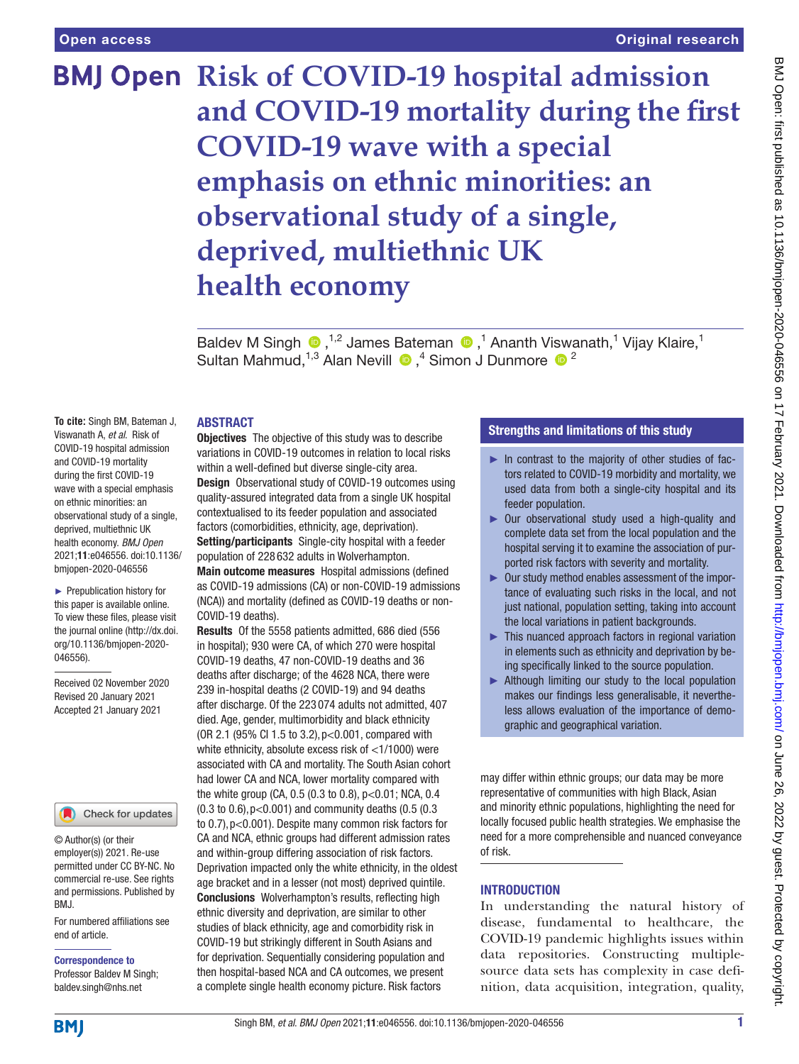Open access

Original research

# Risk of COVID-19 hospital admission and COVID-19 mortality during the first COVID-19 wave with a special emphasis on ethnic minorities: an observational study of a single, deprived, multiethnic UK health economy

Baldev M Singh [1,2], James Bateman [1], Ananth Viswanath,[1] Vijay Klaire,[1] Sultan Mahmud,[1,3] Alan Nevill [4], Simon J Dunmore [2]

**To cite:** Singh BM, Bateman J, Viswanath A, *et al*. Risk of COVID-19 hospital admission and COVID-19 mortality during the first COVID-19 wave with a special emphasis on ethnic minorities: an observational study of a single, deprived, multiethnic UK health economy. *BMJ Open* 2021;**11**:e046556. doi:10.1136/bmjopen-2020-046556

► Prepublication history for this paper is available online. To view these files, please visit the journal online (http://dx.doi.org/10.1136/bmjopen-2020-046556).

Received 02 November 2020
Revised 20 January 2021
Accepted 21 January 2021

© Author(s) (or their employer(s)) 2021. Re-use permitted under CC BY-NC. No commercial re-use. See rights and permissions. Published by BMJ.

For numbered affiliations see end of article.

**Correspondence to**
Professor Baldev M Singh; baldev.singh@nhs.net

## ABSTRACT

**Objectives** The objective of this study was to describe variations in COVID-19 outcomes in relation to local risks within a well-defined but diverse single-city area.

**Design** Observational study of COVID-19 outcomes using quality-assured integrated data from a single UK hospital contextualised to its feeder population and associated factors (comorbidities, ethnicity, age, deprivation).

**Setting/participants** Single-city hospital with a feeder population of 228 632 adults in Wolverhampton.

**Main outcome measures** Hospital admissions (defined as COVID-19 admissions (CA) or non-COVID-19 admissions (NCA)) and mortality (defined as COVID-19 deaths or non-COVID-19 deaths).

**Results** Of the 5558 patients admitted, 686 died (556 in hospital); 930 were CA, of which 270 were hospital COVID-19 deaths, 47 non-COVID-19 deaths and 36 deaths after discharge; of the 4628 NCA, there were 239 in-hospital deaths (2 COVID-19) and 94 deaths after discharge. Of the 223 074 adults not admitted, 407 died. Age, gender, multimorbidity and black ethnicity (OR 2.1 (95% CI 1.5 to 3.2), p<0.001, compared with white ethnicity, absolute excess risk of <1/1000) were associated with CA and mortality. The South Asian cohort had lower CA and NCA, lower mortality compared with the white group (CA, 0.5 (0.3 to 0.8), p<0.01; NCA, 0.4 (0.3 to 0.6), p<0.001) and community deaths (0.5 (0.3 to 0.7), p<0.001). Despite many common risk factors for CA and NCA, ethnic groups had different admission rates and within-group differing association of risk factors. Deprivation impacted only the white ethnicity, in the oldest age bracket and in a lesser (not most) deprived quintile.

**Conclusions** Wolverhampton's results, reflecting high ethnic diversity and deprivation, are similar to other studies of black ethnicity, age and comorbidity risk in COVID-19 but strikingly different in South Asians and for deprivation. Sequentially considering population and then hospital-based NCA and CA outcomes, we present a complete single health economy picture. Risk factors may differ within ethnic groups; our data may be more representative of communities with high Black, Asian and minority ethnic populations, highlighting the need for locally focused public health strategies. We emphasise the need for a more comprehensible and nuanced conveyance of risk.

## Strengths and limitations of this study

- ► In contrast to the majority of other studies of factors related to COVID-19 morbidity and mortality, we used data from both a single-city hospital and its feeder population.
- ► Our observational study used a high-quality and complete data set from the local population and the hospital serving it to examine the association of purported risk factors with severity and mortality.
- ► Our study method enables assessment of the importance of evaluating such risks in the local, and not just national, population setting, taking into account the local variations in patient backgrounds.
- ► This nuanced approach factors in regional variation in elements such as ethnicity and deprivation by being specifically linked to the source population.
- ► Although limiting our study to the local population makes our findings less generalisable, it nevertheless allows evaluation of the importance of demographic and geographical variation.

## INTRODUCTION

In understanding the natural history of disease, fundamental to healthcare, the COVID-19 pandemic highlights issues within data repositories. Constructing multiple-source data sets has complexity in case definition, data acquisition, integration, quality,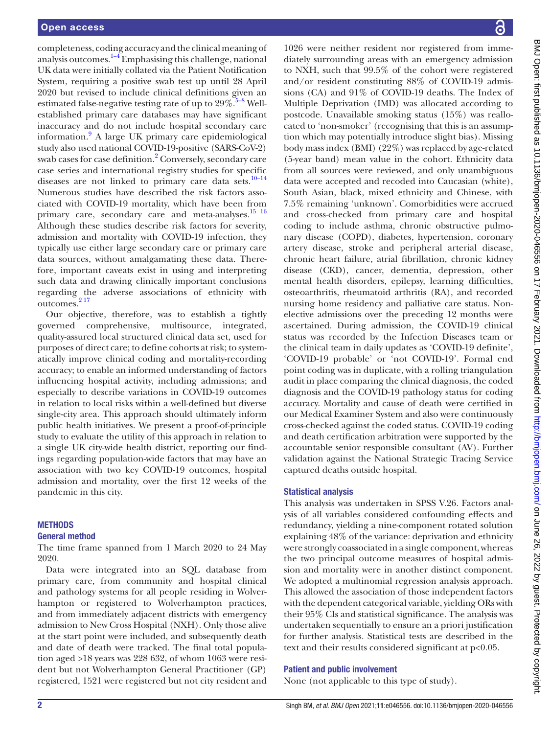completeness, coding accuracy and the clinical meaning of analysis outcomes.[1–4] Emphasising this challenge, national UK data were initially collated via the Patient Notification System, requiring a positive swab test up until 28 April 2020 but revised to include clinical definitions given an estimated false-negative testing rate of up to 29%.[5–8] Well-established primary care databases may have significant inaccuracy and do not include hospital secondary care information.[9] A large UK primary care epidemiological study also used national COVID-19-positive (SARS-CoV-2) swab cases for case definition.[2] Conversely, secondary care case series and international registry studies for specific diseases are not linked to primary care data sets.[10–14] Numerous studies have described the risk factors associated with COVID-19 mortality, which have been from primary care, secondary care and meta-analyses.[15 16] Although these studies describe risk factors for severity, admission and mortality with COVID-19 infection, they typically use either large secondary care or primary care data sources, without amalgamating these data. Therefore, important caveats exist in using and interpreting such data and drawing clinically important conclusions regarding the adverse associations of ethnicity with outcomes.[2 17]

Our objective, therefore, was to establish a tightly governed comprehensive, multisource, integrated, quality-assured local structured clinical data set, used for purposes of direct care; to define cohorts at risk; to systematically improve clinical coding and mortality-recording accuracy; to enable an informed understanding of factors influencing hospital activity, including admissions; and especially to describe variations in COVID-19 outcomes in relation to local risks within a well-defined but diverse single-city area. This approach should ultimately inform public health initiatives. We present a proof-of-principle study to evaluate the utility of this approach in relation to a single UK city-wide health district, reporting our findings regarding population-wide factors that may have an association with two key COVID-19 outcomes, hospital admission and mortality, over the first 12 weeks of the pandemic in this city.

## METHODS

### General method

The time frame spanned from 1 March 2020 to 24 May 2020.

Data were integrated into an SQL database from primary care, from community and hospital clinical and pathology systems for all people residing in Wolverhampton or registered to Wolverhampton practices, and from immediately adjacent districts with emergency admission to New Cross Hospital (NXH). Only those alive at the start point were included, and subsequently death and date of death were tracked. The final total population aged >18 years was 228 632, of whom 1063 were resident but not Wolverhampton General Practitioner (GP) registered, 1521 were registered but not city resident and 1026 were neither resident nor registered from immediately surrounding areas with an emergency admission to NXH, such that 99.5% of the cohort were registered and/or resident constituting 88% of COVID-19 admissions (CA) and 91% of COVID-19 deaths. The Index of Multiple Deprivation (IMD) was allocated according to postcode. Unavailable smoking status (15%) was reallocated to 'non-smoker' (recognising that this is an assumption which may potentially introduce slight bias). Missing body mass index (BMI) (22%) was replaced by age-related (5-year band) mean value in the cohort. Ethnicity data from all sources were reviewed, and only unambiguous data were accepted and recoded into Caucasian (white), South Asian, black, mixed ethnicity and Chinese, with 7.5% remaining 'unknown'. Comorbidities were accrued and cross-checked from primary care and hospital coding to include asthma, chronic obstructive pulmonary disease (COPD), diabetes, hypertension, coronary artery disease, stroke and peripheral arterial disease, chronic heart failure, atrial fibrillation, chronic kidney disease (CKD), cancer, dementia, depression, other mental health disorders, epilepsy, learning difficulties, osteoarthritis, rheumatoid arthritis (RA), and recorded nursing home residency and palliative care status. Non-elective admissions over the preceding 12 months were ascertained. During admission, the COVID-19 clinical status was recorded by the Infection Diseases team or the clinical team in daily updates as 'COVID-19 definite', 'COVID-19 probable' or 'not COVID-19'. Formal end point coding was in duplicate, with a rolling triangulation audit in place comparing the clinical diagnosis, the coded diagnosis and the COVID-19 pathology status for coding accuracy. Mortality and cause of death were certified in our Medical Examiner System and also were continuously cross-checked against the coded status. COVID-19 coding and death certification arbitration were supported by the accountable senior responsible consultant (AV). Further validation against the National Strategic Tracing Service captured deaths outside hospital.

### Statistical analysis

This analysis was undertaken in SPSS V.26. Factors analysis of all variables considered confounding effects and redundancy, yielding a nine-component rotated solution explaining 48% of the variance: deprivation and ethnicity were strongly coassociated in a single component, whereas the two principal outcome measures of hospital admission and mortality were in another distinct component. We adopted a multinomial regression analysis approach. This allowed the association of those independent factors with the dependent categorical variable, yielding ORs with their 95% CIs and statistical significance. The analysis was undertaken sequentially to ensure an a priori justification for further analysis. Statistical tests are described in the text and their results considered significant at $p<0.05$.

### Patient and public involvement

None (not applicable to this type of study).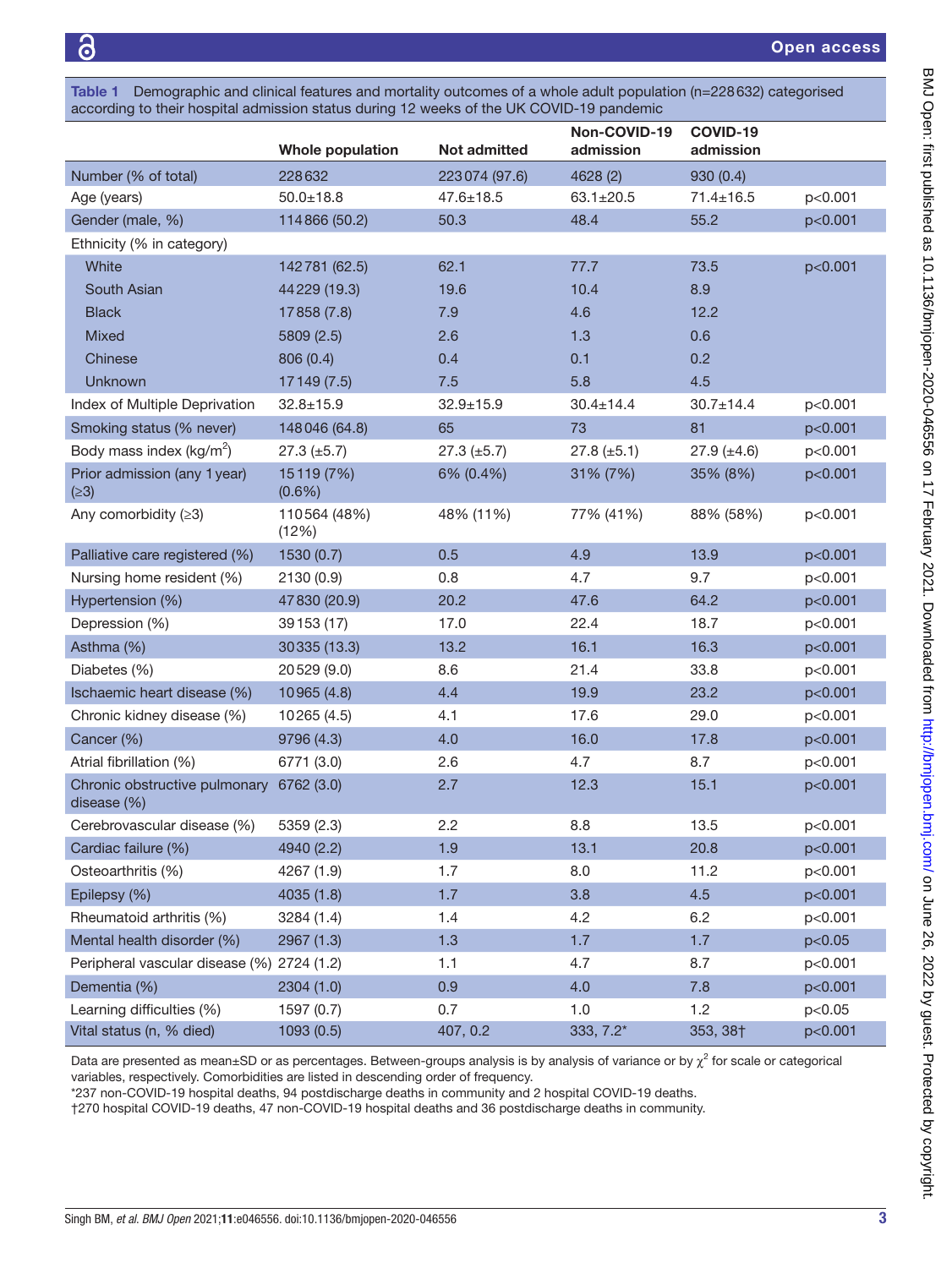**Table 1** Demographic and clinical features and mortality outcomes of a whole adult population (n=228 632) categorised according to their hospital admission status during 12 weeks of the UK COVID-19 pandemic

| | Whole population | Not admitted | Non-COVID-19 admission | COVID-19 admission | |
|---|---|---|---|---|---|
| Number (% of total) | 228 632 | 223 074 (97.6) | 4628 (2) | 930 (0.4) | |
| Age (years) | 50.0±18.8 | 47.6±18.5 | 63.1±20.5 | 71.4±16.5 | p<0.001 |
| Gender (male, %) | 114 866 (50.2) | 50.3 | 48.4 | 55.2 | p<0.001 |
| Ethnicity (% in category) | | | | | |
| White | 142 781 (62.5) | 62.1 | 77.7 | 73.5 | p<0.001 |
| South Asian | 44 229 (19.3) | 19.6 | 10.4 | 8.9 | |
| Black | 17 858 (7.8) | 7.9 | 4.6 | 12.2 | |
| Mixed | 5809 (2.5) | 2.6 | 1.3 | 0.6 | |
| Chinese | 806 (0.4) | 0.4 | 0.1 | 0.2 | |
| Unknown | 17 149 (7.5) | 7.5 | 5.8 | 4.5 | |
| Index of Multiple Deprivation | 32.8±15.9 | 32.9±15.9 | 30.4±14.4 | 30.7±14.4 | p<0.001 |
| Smoking status (% never) | 148 046 (64.8) | 65 | 73 | 81 | p<0.001 |
| Body mass index (kg/m$^2$) | 27.3 (±5.7) | 27.3 (±5.7) | 27.8 (±5.1) | 27.9 (±4.6) | p<0.001 |
| Prior admission (any 1 year) (≥3) | 15 119 (7%) (0.6%) | 6% (0.4%) | 31% (7%) | 35% (8%) | p<0.001 |
| Any comorbidity (≥3) | 110 564 (48%) (12%) | 48% (11%) | 77% (41%) | 88% (58%) | p<0.001 |
| Palliative care registered (%) | 1530 (0.7) | 0.5 | 4.9 | 13.9 | p<0.001 |
| Nursing home resident (%) | 2130 (0.9) | 0.8 | 4.7 | 9.7 | p<0.001 |
| Hypertension (%) | 47 830 (20.9) | 20.2 | 47.6 | 64.2 | p<0.001 |
| Depression (%) | 39 153 (17) | 17.0 | 22.4 | 18.7 | p<0.001 |
| Asthma (%) | 30 335 (13.3) | 13.2 | 16.1 | 16.3 | p<0.001 |
| Diabetes (%) | 20 529 (9.0) | 8.6 | 21.4 | 33.8 | p<0.001 |
| Ischaemic heart disease (%) | 10 965 (4.8) | 4.4 | 19.9 | 23.2 | p<0.001 |
| Chronic kidney disease (%) | 10 265 (4.5) | 4.1 | 17.6 | 29.0 | p<0.001 |
| Cancer (%) | 9796 (4.3) | 4.0 | 16.0 | 17.8 | p<0.001 |
| Atrial fibrillation (%) | 6771 (3.0) | 2.6 | 4.7 | 8.7 | p<0.001 |
| Chronic obstructive pulmonary disease (%) | 6762 (3.0) | 2.7 | 12.3 | 15.1 | p<0.001 |
| Cerebrovascular disease (%) | 5359 (2.3) | 2.2 | 8.8 | 13.5 | p<0.001 |
| Cardiac failure (%) | 4940 (2.2) | 1.9 | 13.1 | 20.8 | p<0.001 |
| Osteoarthritis (%) | 4267 (1.9) | 1.7 | 8.0 | 11.2 | p<0.001 |
| Epilepsy (%) | 4035 (1.8) | 1.7 | 3.8 | 4.5 | p<0.001 |
| Rheumatoid arthritis (%) | 3284 (1.4) | 1.4 | 4.2 | 6.2 | p<0.001 |
| Mental health disorder (%) | 2967 (1.3) | 1.3 | 1.7 | 1.7 | p<0.05 |
| Peripheral vascular disease (%) | 2724 (1.2) | 1.1 | 4.7 | 8.7 | p<0.001 |
| Dementia (%) | 2304 (1.0) | 0.9 | 4.0 | 7.8 | p<0.001 |
| Learning difficulties (%) | 1597 (0.7) | 0.7 | 1.0 | 1.2 | p<0.05 |
| Vital status (n, % died) | 1093 (0.5) | 407, 0.2 | 333, 7.2* | 353, 38† | p<0.001 |

Data are presented as mean±SD or as percentages. Between-groups analysis is by analysis of variance or by $\chi^2$ for scale or categorical variables, respectively. Comorbidities are listed in descending order of frequency.

*237 non-COVID-19 hospital deaths, 94 postdischarge deaths in community and 2 hospital COVID-19 deaths.

†270 hospital COVID-19 deaths, 47 non-COVID-19 hospital deaths and 36 postdischarge deaths in community.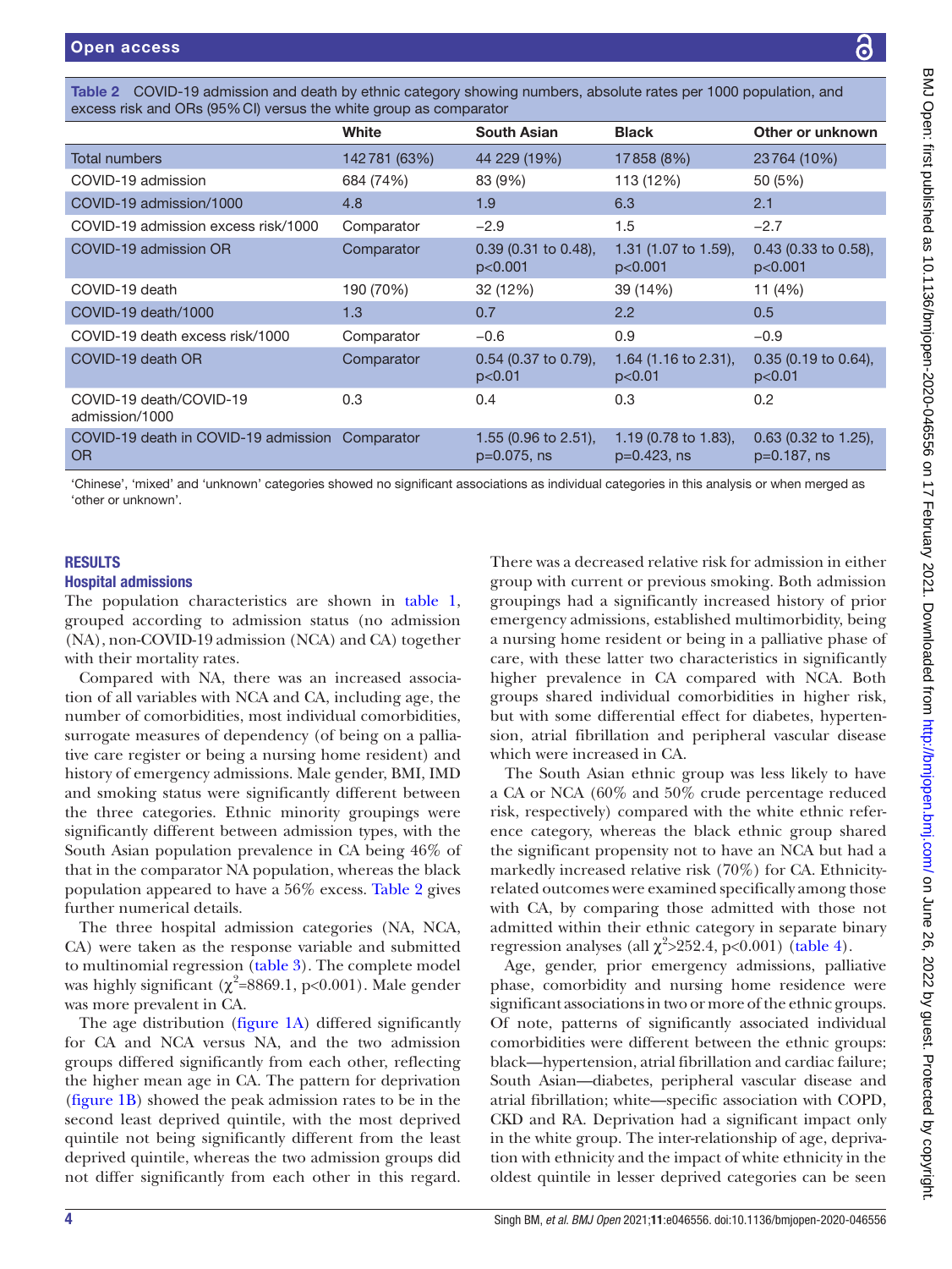**Table 2** COVID-19 admission and death by ethnic category showing numbers, absolute rates per 1000 population, and excess risk and ORs (95% CI) versus the white group as comparator

| | White | South Asian | Black | Other or unknown |
|---|---|---|---|---|
| Total numbers | 142 781 (63%) | 44 229 (19%) | 17 858 (8%) | 23 764 (10%) |
| COVID-19 admission | 684 (74%) | 83 (9%) | 113 (12%) | 50 (5%) |
| COVID-19 admission/1000 | 4.8 | 1.9 | 6.3 | 2.1 |
| COVID-19 admission excess risk/1000 | Comparator | −2.9 | 1.5 | −2.7 |
| COVID-19 admission OR | Comparator | 0.39 (0.31 to 0.48), p<0.001 | 1.31 (1.07 to 1.59), p<0.001 | 0.43 (0.33 to 0.58), p<0.001 |
| COVID-19 death | 190 (70%) | 32 (12%) | 39 (14%) | 11 (4%) |
| COVID-19 death/1000 | 1.3 | 0.7 | 2.2 | 0.5 |
| COVID-19 death excess risk/1000 | Comparator | −0.6 | 0.9 | −0.9 |
| COVID-19 death OR | Comparator | 0.54 (0.37 to 0.79), p<0.01 | 1.64 (1.16 to 2.31), p<0.01 | 0.35 (0.19 to 0.64), p<0.01 |
| COVID-19 death/COVID-19 admission/1000 | 0.3 | 0.4 | 0.3 | 0.2 |
| COVID-19 death in COVID-19 admission OR | Comparator | 1.55 (0.96 to 2.51), p=0.075, ns | 1.19 (0.78 to 1.83), p=0.423, ns | 0.63 (0.32 to 1.25), p=0.187, ns |

'Chinese', 'mixed' and 'unknown' categories showed no significant associations as individual categories in this analysis or when merged as 'other or unknown'.

## RESULTS

### Hospital admissions

The population characteristics are shown in table 1, grouped according to admission status (no admission (NA), non-COVID-19 admission (NCA) and CA) together with their mortality rates.

Compared with NA, there was an increased association of all variables with NCA and CA, including age, the number of comorbidities, most individual comorbidities, surrogate measures of dependency (of being on a palliative care register or being a nursing home resident) and history of emergency admissions. Male gender, BMI, IMD and smoking status were significantly different between the three categories. Ethnic minority groupings were significantly different between admission types, with the South Asian population prevalence in CA being 46% of that in the comparator NA population, whereas the black population appeared to have a 56% excess. Table 2 gives further numerical details.

The three hospital admission categories (NA, NCA, CA) were taken as the response variable and submitted to multinomial regression (table 3). The complete model was highly significant ($\chi^2$=8869.1, p<0.001). Male gender was more prevalent in CA.

The age distribution (figure 1A) differed significantly for CA and NCA versus NA, and the two admission groups differed significantly from each other, reflecting the higher mean age in CA. The pattern for deprivation (figure 1B) showed the peak admission rates to be in the second least deprived quintile, with the most deprived quintile not being significantly different from the least deprived quintile, whereas the two admission groups did not differ significantly from each other in this regard. There was a decreased relative risk for admission in either group with current or previous smoking. Both admission groupings had a significantly increased history of prior emergency admissions, established multimorbidity, being a nursing home resident or being in a palliative phase of care, with these latter two characteristics in significantly higher prevalence in CA compared with NCA. Both groups shared individual comorbidities in higher risk, but with some differential effect for diabetes, hypertension, atrial fibrillation and peripheral vascular disease which were increased in CA.

The South Asian ethnic group was less likely to have a CA or NCA (60% and 50% crude percentage reduced risk, respectively) compared with the white ethnic reference category, whereas the black ethnic group shared the significant propensity not to have an NCA but had a markedly increased relative risk (70%) for CA. Ethnicity-related outcomes were examined specifically among those with CA, by comparing those admitted with those not admitted within their ethnic category in separate binary regression analyses (all $\chi^2$>252.4, p<0.001) (table 4).

Age, gender, prior emergency admissions, palliative phase, comorbidity and nursing home residence were significant associations in two or more of the ethnic groups. Of note, patterns of significantly associated individual comorbidities were different between the ethnic groups: black—hypertension, atrial fibrillation and cardiac failure; South Asian—diabetes, peripheral vascular disease and atrial fibrillation; white—specific association with COPD, CKD and RA. Deprivation had a significant impact only in the white group. The inter-relationship of age, deprivation with ethnicity and the impact of white ethnicity in the oldest quintile in lesser deprived categories can be seen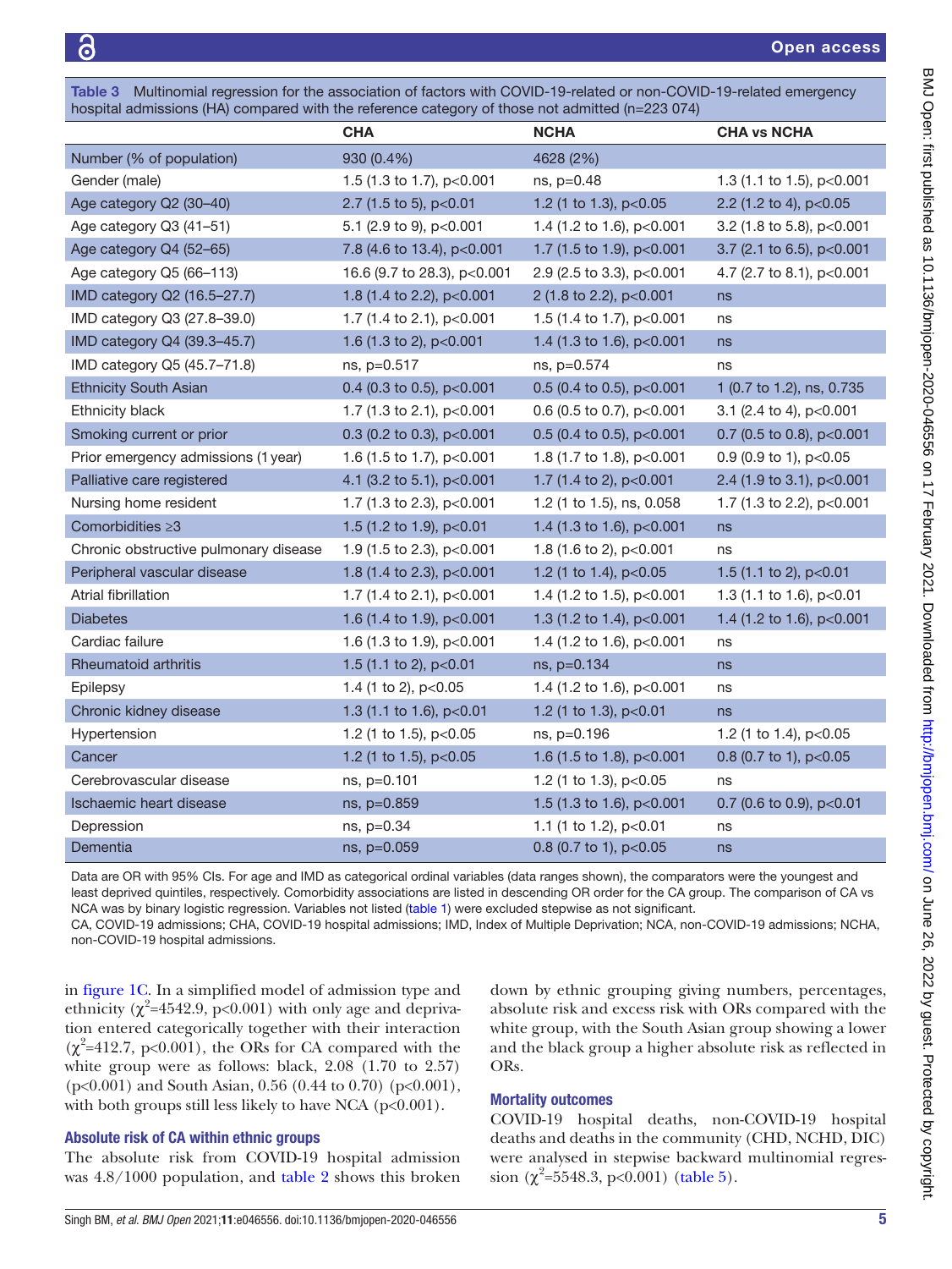**Table 3** Multinomial regression for the association of factors with COVID-19-related or non-COVID-19-related emergency hospital admissions (HA) compared with the reference category of those not admitted (n=223 074)

| | CHA | NCHA | CHA vs NCHA |
|---|---|---|---|
| Number (% of population) | 930 (0.4%) | 4628 (2%) | |
| Gender (male) | 1.5 (1.3 to 1.7), p<0.001 | ns, p=0.48 | 1.3 (1.1 to 1.5), p<0.001 |
| Age category Q2 (30–40) | 2.7 (1.5 to 5), p<0.01 | 1.2 (1 to 1.3), p<0.05 | 2.2 (1.2 to 4), p<0.05 |
| Age category Q3 (41–51) | 5.1 (2.9 to 9), p<0.001 | 1.4 (1.2 to 1.6), p<0.001 | 3.2 (1.8 to 5.8), p<0.001 |
| Age category Q4 (52–65) | 7.8 (4.6 to 13.4), p<0.001 | 1.7 (1.5 to 1.9), p<0.001 | 3.7 (2.1 to 6.5), p<0.001 |
| Age category Q5 (66–113) | 16.6 (9.7 to 28.3), p<0.001 | 2.9 (2.5 to 3.3), p<0.001 | 4.7 (2.7 to 8.1), p<0.001 |
| IMD category Q2 (16.5–27.7) | 1.8 (1.4 to 2.2), p<0.001 | 2 (1.8 to 2.2), p<0.001 | ns |
| IMD category Q3 (27.8–39.0) | 1.7 (1.4 to 2.1), p<0.001 | 1.5 (1.4 to 1.7), p<0.001 | ns |
| IMD category Q4 (39.3–45.7) | 1.6 (1.3 to 2), p<0.001 | 1.4 (1.3 to 1.6), p<0.001 | ns |
| IMD category Q5 (45.7–71.8) | ns, p=0.517 | ns, p=0.574 | ns |
| Ethnicity South Asian | 0.4 (0.3 to 0.5), p<0.001 | 0.5 (0.4 to 0.5), p<0.001 | 1 (0.7 to 1.2), ns, 0.735 |
| Ethnicity black | 1.7 (1.3 to 2.1), p<0.001 | 0.6 (0.5 to 0.7), p<0.001 | 3.1 (2.4 to 4), p<0.001 |
| Smoking current or prior | 0.3 (0.2 to 0.3), p<0.001 | 0.5 (0.4 to 0.5), p<0.001 | 0.7 (0.5 to 0.8), p<0.001 |
| Prior emergency admissions (1 year) | 1.6 (1.5 to 1.7), p<0.001 | 1.8 (1.7 to 1.8), p<0.001 | 0.9 (0.9 to 1), p<0.05 |
| Palliative care registered | 4.1 (3.2 to 5.1), p<0.001 | 1.7 (1.4 to 2), p<0.001 | 2.4 (1.9 to 3.1), p<0.001 |
| Nursing home resident | 1.7 (1.3 to 2.3), p<0.001 | 1.2 (1 to 1.5), ns, 0.058 | 1.7 (1.3 to 2.2), p<0.001 |
| Comorbidities ≥3 | 1.5 (1.2 to 1.9), p<0.01 | 1.4 (1.3 to 1.6), p<0.001 | ns |
| Chronic obstructive pulmonary disease | 1.9 (1.5 to 2.3), p<0.001 | 1.8 (1.6 to 2), p<0.001 | ns |
| Peripheral vascular disease | 1.8 (1.4 to 2.3), p<0.001 | 1.2 (1 to 1.4), p<0.05 | 1.5 (1.1 to 2), p<0.01 |
| Atrial fibrillation | 1.7 (1.4 to 2.1), p<0.001 | 1.4 (1.2 to 1.5), p<0.001 | 1.3 (1.1 to 1.6), p<0.01 |
| Diabetes | 1.6 (1.4 to 1.9), p<0.001 | 1.3 (1.2 to 1.4), p<0.001 | 1.4 (1.2 to 1.6), p<0.001 |
| Cardiac failure | 1.6 (1.3 to 1.9), p<0.001 | 1.4 (1.2 to 1.6), p<0.001 | ns |
| Rheumatoid arthritis | 1.5 (1.1 to 2), p<0.01 | ns, p=0.134 | ns |
| Epilepsy | 1.4 (1 to 2), p<0.05 | 1.4 (1.2 to 1.6), p<0.001 | ns |
| Chronic kidney disease | 1.3 (1.1 to 1.6), p<0.01 | 1.2 (1 to 1.3), p<0.01 | ns |
| Hypertension | 1.2 (1 to 1.5), p<0.05 | ns, p=0.196 | 1.2 (1 to 1.4), p<0.05 |
| Cancer | 1.2 (1 to 1.5), p<0.05 | 1.6 (1.5 to 1.8), p<0.001 | 0.8 (0.7 to 1), p<0.05 |
| Cerebrovascular disease | ns, p=0.101 | 1.2 (1 to 1.3), p<0.05 | ns |
| Ischaemic heart disease | ns, p=0.859 | 1.5 (1.3 to 1.6), p<0.001 | 0.7 (0.6 to 0.9), p<0.01 |
| Depression | ns, p=0.34 | 1.1 (1 to 1.2), p<0.01 | ns |
| Dementia | ns, p=0.059 | 0.8 (0.7 to 1), p<0.05 | ns |

Data are OR with 95% CIs. For age and IMD as categorical ordinal variables (data ranges shown), the comparators were the youngest and least deprived quintiles, respectively. Comorbidity associations are listed in descending OR order for the CA group. The comparison of CA vs NCA was by binary logistic regression. Variables not listed (table 1) were excluded stepwise as not significant.

CA, COVID-19 admissions; CHA, COVID-19 hospital admissions; IMD, Index of Multiple Deprivation; NCA, non-COVID-19 admissions; NCHA, non-COVID-19 hospital admissions.

in figure 1C. In a simplified model of admission type and ethnicity ($\chi^2$=4542.9, p<0.001) with only age and deprivation entered categorically together with their interaction ($\chi^2$=412.7, p<0.001), the ORs for CA compared with the white group were as follows: black, 2.08 (1.70 to 2.57) (p<0.001) and South Asian, 0.56 (0.44 to 0.70) (p<0.001), with both groups still less likely to have NCA (p<0.001).

### Absolute risk of CA within ethnic groups

The absolute risk from COVID-19 hospital admission was 4.8/1000 population, and table 2 shows this broken down by ethnic grouping giving numbers, percentages, absolute risk and excess risk with ORs compared with the white group, with the South Asian group showing a lower and the black group a higher absolute risk as reflected in ORs.

### Mortality outcomes

COVID-19 hospital deaths, non-COVID-19 hospital deaths and deaths in the community (CHD, NCHD, DIC) were analysed in stepwise backward multinomial regression ($\chi^2$=5548.3, p<0.001) (table 5).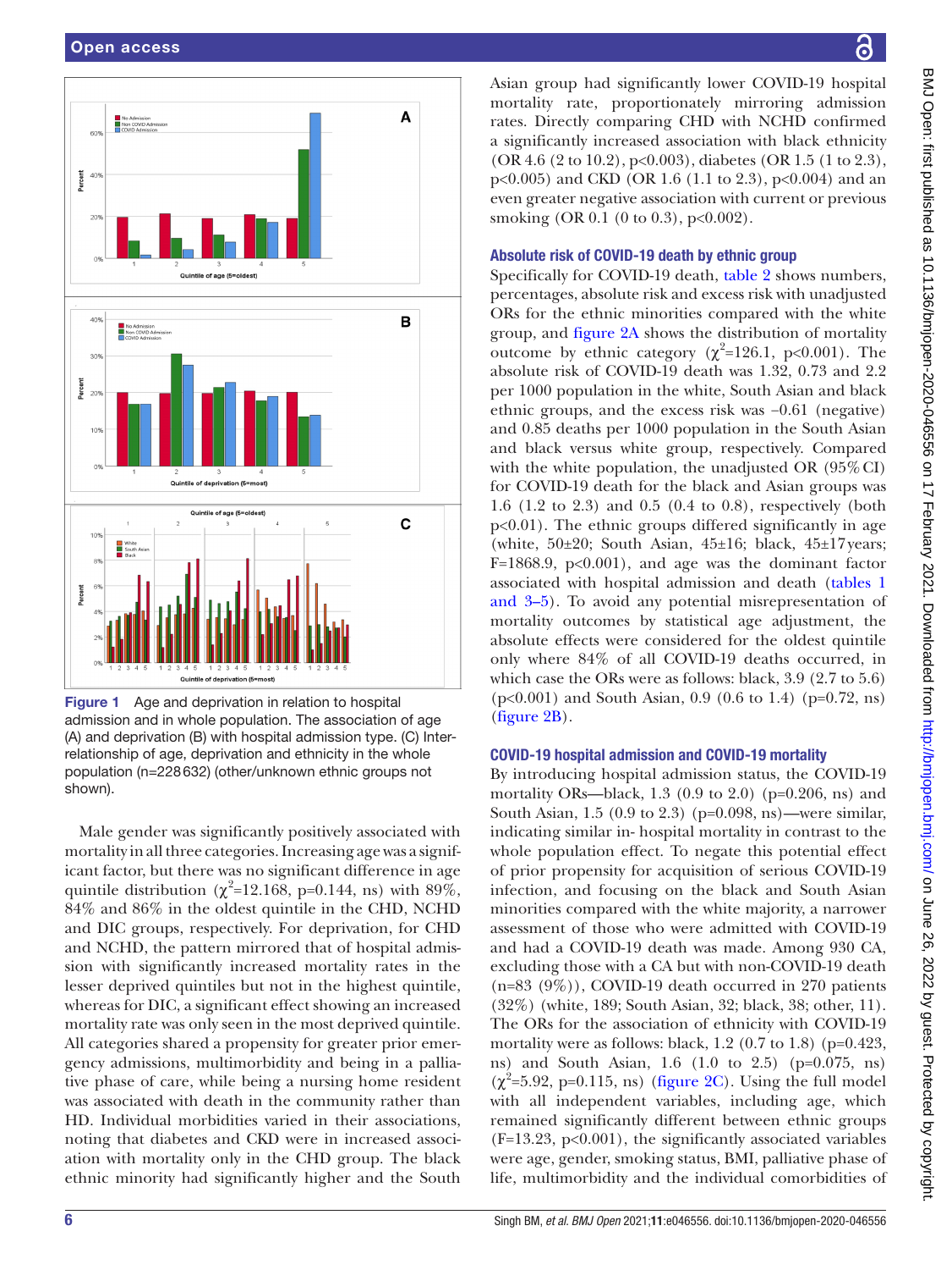Figure 1 Age and deprivation in relation to hospital admission and in whole population. The association of age (A) and deprivation (B) with hospital admission type. (C) Inter-relationship of age, deprivation and ethnicity in the whole population (n=228 632) (other/unknown ethnic groups not shown).

Male gender was significantly positively associated with mortality in all three categories. Increasing age was a significant factor, but there was no significant difference in age quintile distribution ($\chi^2$=12.168, p=0.144, ns) with 89%, 84% and 86% in the oldest quintile in the CHD, NCHD and DIC groups, respectively. For deprivation, for CHD and NCHD, the pattern mirrored that of hospital admission with significantly increased mortality rates in the lesser deprived quintiles but not in the highest quintile, whereas for DIC, a significant effect showing an increased mortality rate was only seen in the most deprived quintile. All categories shared a propensity for greater prior emergency admissions, multimorbidity and being in a palliative phase of care, while being a nursing home resident was associated with death in the community rather than HD. Individual morbidities varied in their associations, noting that diabetes and CKD were in increased association with mortality only in the CHD group. The black ethnic minority had significantly higher and the South Asian group had significantly lower COVID-19 hospital mortality rate, proportionately mirroring admission rates. Directly comparing CHD with NCHD confirmed a significantly increased association with black ethnicity (OR 4.6 (2 to 10.2), p<0.003), diabetes (OR 1.5 (1 to 2.3), p<0.005) and CKD (OR 1.6 (1.1 to 2.3), p<0.004) and an even greater negative association with current or previous smoking (OR 0.1 (0 to 0.3), p<0.002).

## Absolute risk of COVID-19 death by ethnic group

Specifically for COVID-19 death, table 2 shows numbers, percentages, absolute risk and excess risk with unadjusted ORs for the ethnic minorities compared with the white group, and figure 2A shows the distribution of mortality outcome by ethnic category ($\chi^2$=126.1, p<0.001). The absolute risk of COVID-19 death was 1.32, 0.73 and 2.2 per 1000 population in the white, South Asian and black ethnic groups, and the excess risk was −0.61 (negative) and 0.85 deaths per 1000 population in the South Asian and black versus white group, respectively. Compared with the white population, the unadjusted OR (95% CI) for COVID-19 death for the black and Asian groups was 1.6 (1.2 to 2.3) and 0.5 (0.4 to 0.8), respectively (both p<0.01). The ethnic groups differed significantly in age (white, 50±20; South Asian, 45±16; black, 45±17 years; F=1868.9, p<0.001), and age was the dominant factor associated with hospital admission and death (tables 1 and 3–5). To avoid any potential misrepresentation of mortality outcomes by statistical age adjustment, the absolute effects were considered for the oldest quintile only where 84% of all COVID-19 deaths occurred, in which case the ORs were as follows: black, 3.9 (2.7 to 5.6) (p<0.001) and South Asian, 0.9 (0.6 to 1.4) (p=0.72, ns) (figure 2B).

## COVID-19 hospital admission and COVID-19 mortality

By introducing hospital admission status, the COVID-19 mortality ORs—black, 1.3 (0.9 to 2.0) (p=0.206, ns) and South Asian, 1.5 (0.9 to 2.3) (p=0.098, ns)—were similar, indicating similar in-hospital mortality in contrast to the whole population effect. To negate this potential effect of prior propensity for acquisition of serious COVID-19 infection, and focusing on the black and South Asian minorities compared with the white majority, a narrower assessment of those who were admitted with COVID-19 and had a COVID-19 death was made. Among 930 CA, excluding those with a CA but with non-COVID-19 death (n=83 (9%)), COVID-19 death occurred in 270 patients (32%) (white, 189; South Asian, 32; black, 38; other, 11). The ORs for the association of ethnicity with COVID-19 mortality were as follows: black, 1.2 (0.7 to 1.8) (p=0.423, ns) and South Asian, 1.6 (1.0 to 2.5) (p=0.075, ns) ($\chi^2$=5.92, p=0.115, ns) (figure 2C). Using the full model with all independent variables, including age, which remained significantly different between ethnic groups (F=13.23, p<0.001), the significantly associated variables were age, gender, smoking status, BMI, palliative phase of life, multimorbidity and the individual comorbidities of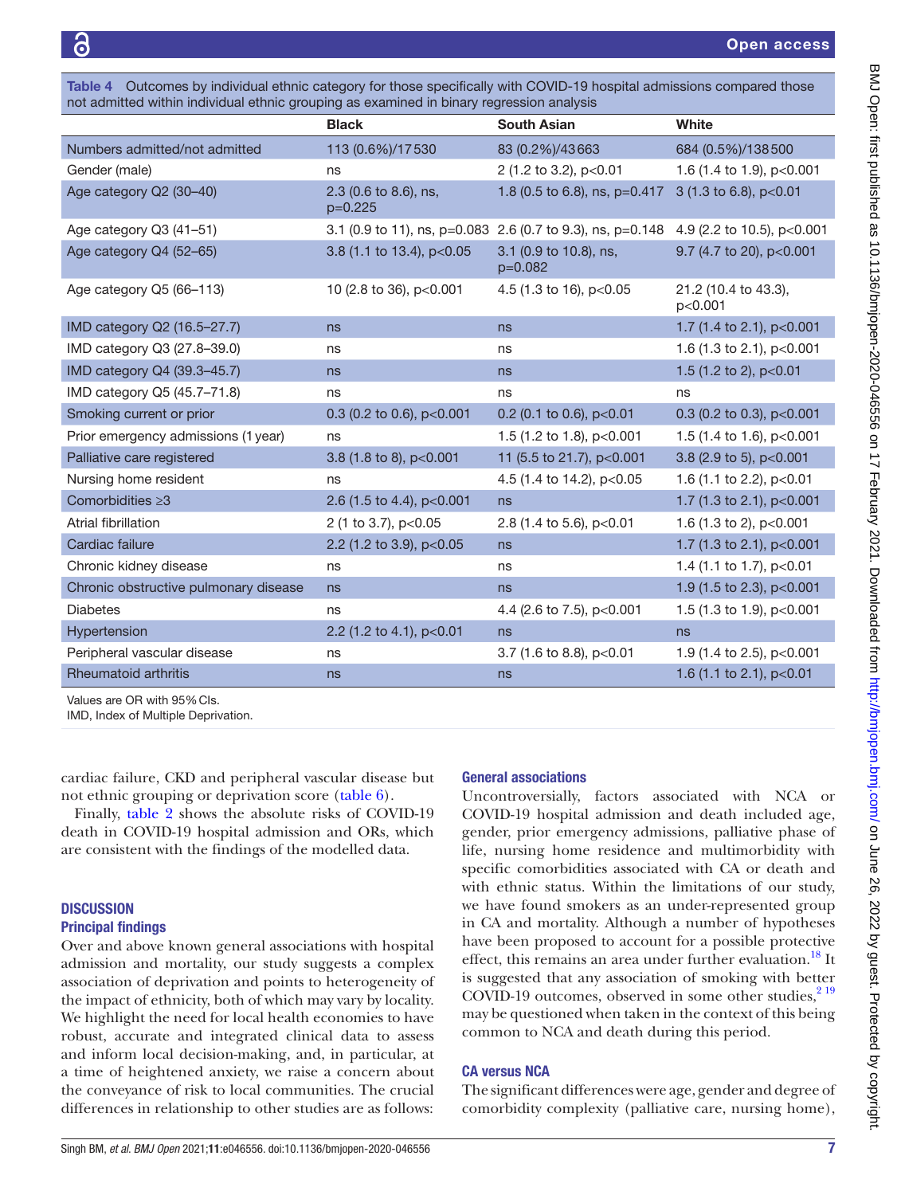**Table 4** Outcomes by individual ethnic category for those specifically with COVID-19 hospital admissions compared those not admitted within individual ethnic grouping as examined in binary regression analysis

| | Black | South Asian | White |
|---|---|---|---|
| Numbers admitted/not admitted | 113 (0.6%)/17 530 | 83 (0.2%)/43 663 | 684 (0.5%)/138 500 |
| Gender (male) | ns | 2 (1.2 to 3.2), p<0.01 | 1.6 (1.4 to 1.9), p<0.001 |
| Age category Q2 (30–40) | 2.3 (0.6 to 8.6), ns, p=0.225 | 1.8 (0.5 to 6.8), ns, p=0.417 | 3 (1.3 to 6.8), p<0.01 |
| Age category Q3 (41–51) | 3.1 (0.9 to 11), ns, p=0.083 | 2.6 (0.7 to 9.3), ns, p=0.148 | 4.9 (2.2 to 10.5), p<0.001 |
| Age category Q4 (52–65) | 3.8 (1.1 to 13.4), p<0.05 | 3.1 (0.9 to 10.8), ns, p=0.082 | 9.7 (4.7 to 20), p<0.001 |
| Age category Q5 (66–113) | 10 (2.8 to 36), p<0.001 | 4.5 (1.3 to 16), p<0.05 | 21.2 (10.4 to 43.3), p<0.001 |
| IMD category Q2 (16.5–27.7) | ns | ns | 1.7 (1.4 to 2.1), p<0.001 |
| IMD category Q3 (27.8–39.0) | ns | ns | 1.6 (1.3 to 2.1), p<0.001 |
| IMD category Q4 (39.3–45.7) | ns | ns | 1.5 (1.2 to 2), p<0.01 |
| IMD category Q5 (45.7–71.8) | ns | ns | ns |
| Smoking current or prior | 0.3 (0.2 to 0.6), p<0.001 | 0.2 (0.1 to 0.6), p<0.01 | 0.3 (0.2 to 0.3), p<0.001 |
| Prior emergency admissions (1 year) | ns | 1.5 (1.2 to 1.8), p<0.001 | 1.5 (1.4 to 1.6), p<0.001 |
| Palliative care registered | 3.8 (1.8 to 8), p<0.001 | 11 (5.5 to 21.7), p<0.001 | 3.8 (2.9 to 5), p<0.001 |
| Nursing home resident | ns | 4.5 (1.4 to 14.2), p<0.05 | 1.6 (1.1 to 2.2), p<0.01 |
| Comorbidities ≥3 | 2.6 (1.5 to 4.4), p<0.001 | ns | 1.7 (1.3 to 2.1), p<0.001 |
| Atrial fibrillation | 2 (1 to 3.7), p<0.05 | 2.8 (1.4 to 5.6), p<0.01 | 1.6 (1.3 to 2), p<0.001 |
| Cardiac failure | 2.2 (1.2 to 3.9), p<0.05 | ns | 1.7 (1.3 to 2.1), p<0.001 |
| Chronic kidney disease | ns | ns | 1.4 (1.1 to 1.7), p<0.01 |
| Chronic obstructive pulmonary disease | ns | ns | 1.9 (1.5 to 2.3), p<0.001 |
| Diabetes | ns | 4.4 (2.6 to 7.5), p<0.001 | 1.5 (1.3 to 1.9), p<0.001 |
| Hypertension | 2.2 (1.2 to 4.1), p<0.01 | ns | ns |
| Peripheral vascular disease | ns | 3.7 (1.6 to 8.8), p<0.01 | 1.9 (1.4 to 2.5), p<0.001 |
| Rheumatoid arthritis | ns | ns | 1.6 (1.1 to 2.1), p<0.01 |

Values are OR with 95% CIs.
IMD, Index of Multiple Deprivation.

cardiac failure, CKD and peripheral vascular disease but not ethnic grouping or deprivation score (table 6).

Finally, table 2 shows the absolute risks of COVID-19 death in COVID-19 hospital admission and ORs, which are consistent with the findings of the modelled data.

## DISCUSSION

### Principal findings

Over and above known general associations with hospital admission and mortality, our study suggests a complex association of deprivation and points to heterogeneity of the impact of ethnicity, both of which may vary by locality. We highlight the need for local health economies to have robust, accurate and integrated clinical data to assess and inform local decision-making, and, in particular, at a time of heightened anxiety, we raise a concern about the conveyance of risk to local communities. The crucial differences in relationship to other studies are as follows:

### General associations

Uncontroversially, factors associated with NCA or COVID-19 hospital admission and death included age, gender, prior emergency admissions, palliative phase of life, nursing home residence and multimorbidity with specific comorbidities associated with CA or death and with ethnic status. Within the limitations of our study, we have found smokers as an under-represented group in CA and mortality. Although a number of hypotheses have been proposed to account for a possible protective effect, this remains an area under further evaluation.[18] It is suggested that any association of smoking with better COVID-19 outcomes, observed in some other studies,[2 19] may be questioned when taken in the context of this being common to NCA and death during this period.

### CA versus NCA

The significant differences were age, gender and degree of comorbidity complexity (palliative care, nursing home),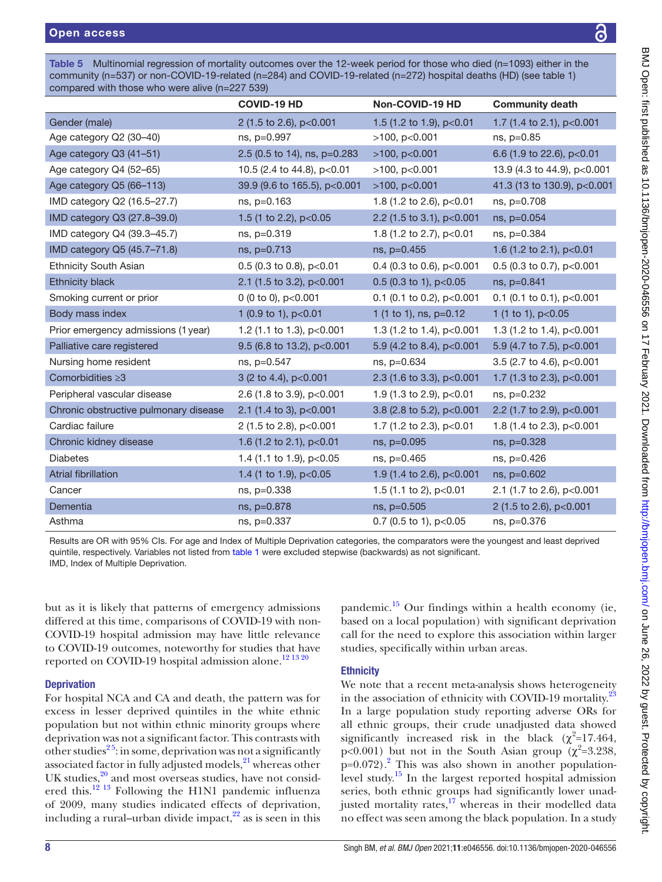Table 5 Multinomial regression of mortality outcomes over the 12-week period for those who died (n=1093) either in the community (n=537) or non-COVID-19-related (n=284) and COVID-19-related (n=272) hospital deaths (HD) (see table 1) compared with those who were alive (n=227 539)

| | COVID-19 HD | Non-COVID-19 HD | Community death |
|---|---|---|---|
| Gender (male) | 2 (1.5 to 2.6), p<0.001 | 1.5 (1.2 to 1.9), p<0.01 | 1.7 (1.4 to 2.1), p<0.001 |
| Age category Q2 (30–40) | ns, p=0.997 | >100, p<0.001 | ns, p=0.85 |
| Age category Q3 (41–51) | 2.5 (0.5 to 14), ns, p=0.283 | >100, p<0.001 | 6.6 (1.9 to 22.6), p<0.01 |
| Age category Q4 (52–65) | 10.5 (2.4 to 44.8), p<0.01 | >100, p<0.001 | 13.9 (4.3 to 44.9), p<0.001 |
| Age category Q5 (66–113) | 39.9 (9.6 to 165.5), p<0.001 | >100, p<0.001 | 41.3 (13 to 130.9), p<0.001 |
| IMD category Q2 (16.5–27.7) | ns, p=0.163 | 1.8 (1.2 to 2.6), p<0.01 | ns, p=0.708 |
| IMD category Q3 (27.8–39.0) | 1.5 (1 to 2.2), p<0.05 | 2.2 (1.5 to 3.1), p<0.001 | ns, p=0.054 |
| IMD category Q4 (39.3–45.7) | ns, p=0.319 | 1.8 (1.2 to 2.7), p<0.01 | ns, p=0.384 |
| IMD category Q5 (45.7–71.8) | ns, p=0.713 | ns, p=0.455 | 1.6 (1.2 to 2.1), p<0.01 |
| Ethnicity South Asian | 0.5 (0.3 to 0.8), p<0.01 | 0.4 (0.3 to 0.6), p<0.001 | 0.5 (0.3 to 0.7), p<0.001 |
| Ethnicity black | 2.1 (1.5 to 3.2), p<0.001 | 0.5 (0.3 to 1), p<0.05 | ns, p=0.841 |
| Smoking current or prior | 0 (0 to 0), p<0.001 | 0.1 (0.1 to 0.2), p<0.001 | 0.1 (0.1 to 0.1), p<0.001 |
| Body mass index | 1 (0.9 to 1), p<0.01 | 1 (1 to 1), ns, p=0.12 | 1 (1 to 1), p<0.05 |
| Prior emergency admissions (1 year) | 1.2 (1.1 to 1.3), p<0.001 | 1.3 (1.2 to 1.4), p<0.001 | 1.3 (1.2 to 1.4), p<0.001 |
| Palliative care registered | 9.5 (6.8 to 13.2), p<0.001 | 5.9 (4.2 to 8.4), p<0.001 | 5.9 (4.7 to 7.5), p<0.001 |
| Nursing home resident | ns, p=0.547 | ns, p=0.634 | 3.5 (2.7 to 4.6), p<0.001 |
| Comorbidities ≥3 | 3 (2 to 4.4), p<0.001 | 2.3 (1.6 to 3.3), p<0.001 | 1.7 (1.3 to 2.3), p<0.001 |
| Peripheral vascular disease | 2.6 (1.8 to 3.9), p<0.001 | 1.9 (1.3 to 2.9), p<0.01 | ns, p=0.232 |
| Chronic obstructive pulmonary disease | 2.1 (1.4 to 3), p<0.001 | 3.8 (2.8 to 5.2), p<0.001 | 2.2 (1.7 to 2.9), p<0.001 |
| Cardiac failure | 2 (1.5 to 2.8), p<0.001 | 1.7 (1.2 to 2.3), p<0.01 | 1.8 (1.4 to 2.3), p<0.001 |
| Chronic kidney disease | 1.6 (1.2 to 2.1), p<0.01 | ns, p=0.095 | ns, p=0.328 |
| Diabetes | 1.4 (1.1 to 1.9), p<0.05 | ns, p=0.465 | ns, p=0.426 |
| Atrial fibrillation | 1.4 (1 to 1.9), p<0.05 | 1.9 (1.4 to 2.6), p<0.001 | ns, p=0.602 |
| Cancer | ns, p=0.338 | 1.5 (1.1 to 2), p<0.01 | 2.1 (1.7 to 2.6), p<0.001 |
| Dementia | ns, p=0.878 | ns, p=0.505 | 2 (1.5 to 2.6), p<0.001 |
| Asthma | ns, p=0.337 | 0.7 (0.5 to 1), p<0.05 | ns, p=0.376 |

Results are OR with 95% CIs. For age and Index of Multiple Deprivation categories, the comparators were the youngest and least deprived quintile, respectively. Variables not listed from table 1 were excluded stepwise (backwards) as not significant.
IMD, Index of Multiple Deprivation.

but as it is likely that patterns of emergency admissions differed at this time, comparisons of COVID-19 with non-COVID-19 hospital admission may have little relevance to COVID-19 outcomes, noteworthy for studies that have reported on COVID-19 hospital admission alone.[12 13 20]

### Deprivation

For hospital NCA and CA and death, the pattern was for excess in lesser deprived quintiles in the white ethnic population but not within ethnic minority groups where deprivation was not a significant factor. This contrasts with other studies[2 5]: in some, deprivation was not a significantly associated factor in fully adjusted models,[21] whereas other UK studies,[20] and most overseas studies, have not considered this.[12 13] Following the H1N1 pandemic influenza of 2009, many studies indicated effects of deprivation, including a rural–urban divide impact,[22] as is seen in this pandemic.[15] Our findings within a health economy (ie, based on a local population) with significant deprivation call for the need to explore this association within larger studies, specifically within urban areas.

### Ethnicity

We note that a recent meta-analysis shows heterogeneity in the association of ethnicity with COVID-19 mortality.[23] In a large population study reporting adverse ORs for all ethnic groups, their crude unadjusted data showed significantly increased risk in the black ($\chi^2$=17.464, p<0.001) but not in the South Asian group ($\chi^2$=3.238, p=0.072).[2] This was also shown in another population-level study.[15] In the largest reported hospital admission series, both ethnic groups had significantly lower unadjusted mortality rates,[17] whereas in their modelled data no effect was seen among the black population. In a study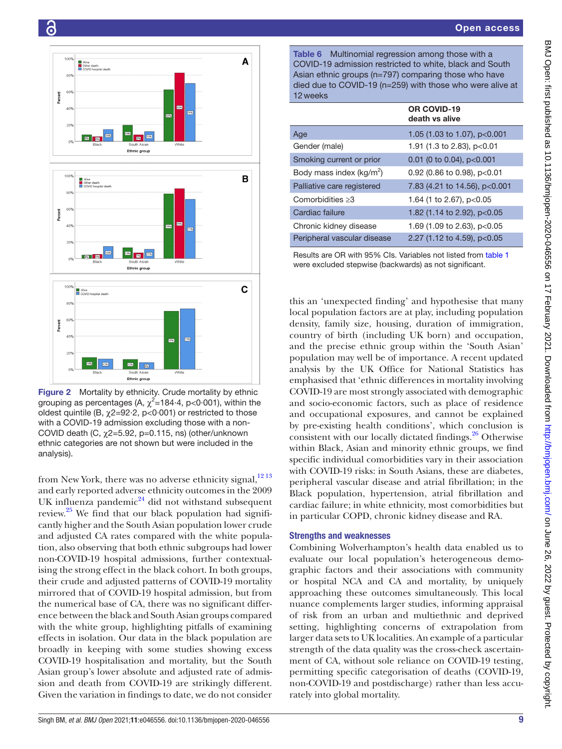Figure 2 Mortality by ethnicity. Crude mortality by ethnic grouping as percentages (A, $\chi^2$=184·4, p<0·001), within the oldest quintile (B, $\chi$2=92·2, p<0·001) or restricted to those with a COVID-19 admission excluding those with a non-COVID death (C, $\chi$2=5.92, p=0.115, ns) (other/unknown ethnic categories are not shown but were included in the analysis).

from New York, there was no adverse ethnicity signal,[12 13] and early reported adverse ethnicity outcomes in the 2009 UK influenza pandemic[24] did not withstand subsequent review.[25] We find that our black population had significantly higher and the South Asian population lower crude and adjusted CA rates compared with the white population, also observing that both ethnic subgroups had lower non-COVID-19 hospital admissions, further contextualising the strong effect in the black cohort. In both groups, their crude and adjusted patterns of COVID-19 mortality mirrored that of COVID-19 hospital admission, but from the numerical base of CA, there was no significant difference between the black and South Asian groups compared with the white group, highlighting pitfalls of examining effects in isolation. Our data in the black population are broadly in keeping with some studies showing excess COVID-19 hospitalisation and mortality, but the South Asian group's lower absolute and adjusted rate of admission and death from COVID-19 are strikingly different. Given the variation in findings to date, we do not consider this an 'unexpected finding' and hypothesise that many local population factors are at play, including population density, family size, housing, duration of immigration, country of birth (including UK born) and occupation, and the precise ethnic group within the 'South Asian' population may well be of importance. A recent updated analysis by the UK Office for National Statistics has emphasised that 'ethnic differences in mortality involving COVID-19 are most strongly associated with demographic and socio-economic factors, such as place of residence and occupational exposures, and cannot be explained by pre-existing health conditions', which conclusion is consistent with our locally dictated findings.[26] Otherwise within Black, Asian and minority ethnic groups, we find specific individual comorbidities vary in their association with COVID-19 risks: in South Asians, these are diabetes, peripheral vascular disease and atrial fibrillation; in the Black population, hypertension, atrial fibrillation and cardiac failure; in white ethnicity, most comorbidities but in particular COPD, chronic kidney disease and RA.

**Table 6** Multinomial regression among those with a COVID-19 admission restricted to white, black and South Asian ethnic groups (n=797) comparing those who have died due to COVID-19 (n=259) with those who were alive at 12 weeks

| | OR COVID-19 death vs alive |
|---|---|
| Age | 1.05 (1.03 to 1.07), p<0.001 |
| Gender (male) | 1.91 (1.3 to 2.83), p<0.01 |
| Smoking current or prior | 0.01 (0 to 0.04), p<0.001 |
| Body mass index (kg/m$^2$) | 0.92 (0.86 to 0.98), p<0.01 |
| Palliative care registered | 7.83 (4.21 to 14.56), p<0.001 |
| Comorbidities ≥3 | 1.64 (1 to 2.67), p<0.05 |
| Cardiac failure | 1.82 (1.14 to 2.92), p<0.05 |
| Chronic kidney disease | 1.69 (1.09 to 2.63), p<0.05 |
| Peripheral vascular disease | 2.27 (1.12 to 4.59), p<0.05 |

Results are OR with 95% CIs. Variables not listed from table 1 were excluded stepwise (backwards) as not significant.

## Strengths and weaknesses

Combining Wolverhampton's health data enabled us to evaluate our local population's heterogeneous demographic factors and their associations with community or hospital NCA and CA and mortality, by uniquely approaching these outcomes simultaneously. This local nuance complements larger studies, informing appraisal of risk from an urban and multiethnic and deprived setting, highlighting concerns of extrapolation from larger data sets to UK localities. An example of a particular strength of the data quality was the cross-check ascertainment of CA, without sole reliance on COVID-19 testing, permitting specific categorisation of deaths (COVID-19, non-COVID-19 and postdischarge) rather than less accurately into global mortality.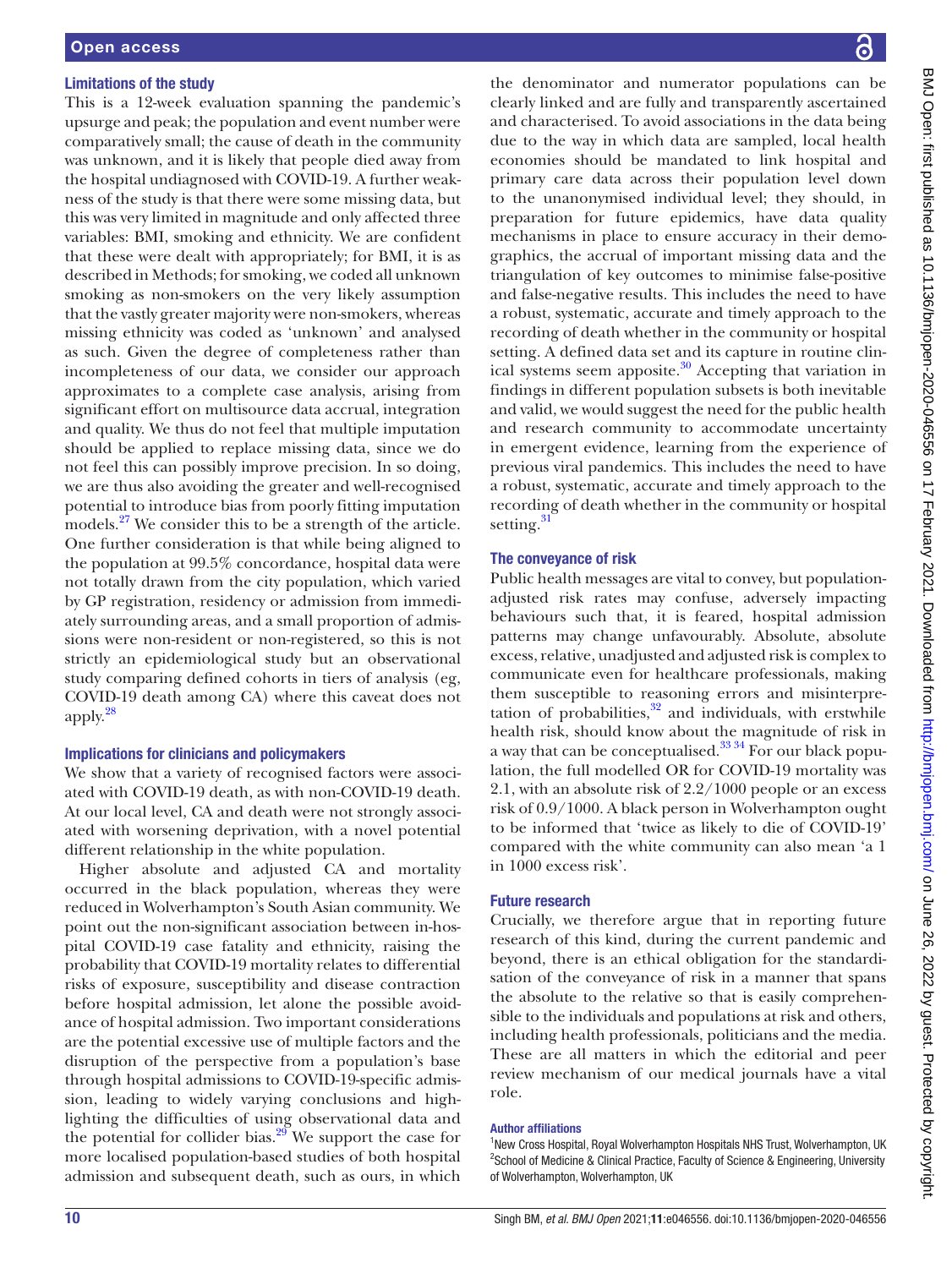### Limitations of the study

This is a 12-week evaluation spanning the pandemic's upsurge and peak; the population and event number were comparatively small; the cause of death in the community was unknown, and it is likely that people died away from the hospital undiagnosed with COVID-19. A further weakness of the study is that there were some missing data, but this was very limited in magnitude and only affected three variables: BMI, smoking and ethnicity. We are confident that these were dealt with appropriately; for BMI, it is as described in Methods; for smoking, we coded all unknown smoking as non-smokers on the very likely assumption that the vastly greater majority were non-smokers, whereas missing ethnicity was coded as 'unknown' and analysed as such. Given the degree of completeness rather than incompleteness of our data, we consider our approach approximates to a complete case analysis, arising from significant effort on multisource data accrual, integration and quality. We thus do not feel that multiple imputation should be applied to replace missing data, since we do not feel this can possibly improve precision. In so doing, we are thus also avoiding the greater and well-recognised potential to introduce bias from poorly fitting imputation models.[27] We consider this to be a strength of the article. One further consideration is that while being aligned to the population at 99.5% concordance, hospital data were not totally drawn from the city population, which varied by GP registration, residency or admission from immediately surrounding areas, and a small proportion of admissions were non-resident or non-registered, so this is not strictly an epidemiological study but an observational study comparing defined cohorts in tiers of analysis (eg, COVID-19 death among CA) where this caveat does not apply.[28]

### Implications for clinicians and policymakers

We show that a variety of recognised factors were associated with COVID-19 death, as with non-COVID-19 death. At our local level, CA and death were not strongly associated with worsening deprivation, with a novel potential different relationship in the white population.

Higher absolute and adjusted CA and mortality occurred in the black population, whereas they were reduced in Wolverhampton's South Asian community. We point out the non-significant association between in-hospital COVID-19 case fatality and ethnicity, raising the probability that COVID-19 mortality relates to differential risks of exposure, susceptibility and disease contraction before hospital admission, let alone the possible avoidance of hospital admission. Two important considerations are the potential excessive use of multiple factors and the disruption of the perspective from a population's base through hospital admissions to COVID-19-specific admission, leading to widely varying conclusions and highlighting the difficulties of using observational data and the potential for collider bias.[29] We support the case for more localised population-based studies of both hospital admission and subsequent death, such as ours, in which the denominator and numerator populations can be clearly linked and are fully and transparently ascertained and characterised. To avoid associations in the data being due to the way in which data are sampled, local health economies should be mandated to link hospital and primary care data across their population level down to the unanonymised individual level; they should, in preparation for future epidemics, have data quality mechanisms in place to ensure accuracy in their demographics, the accrual of important missing data and the triangulation of key outcomes to minimise false-positive and false-negative results. This includes the need to have a robust, systematic, accurate and timely approach to the recording of death whether in the community or hospital setting. A defined data set and its capture in routine clinical systems seem apposite.[30] Accepting that variation in findings in different population subsets is both inevitable and valid, we would suggest the need for the public health and research community to accommodate uncertainty in emergent evidence, learning from the experience of previous viral pandemics. This includes the need to have a robust, systematic, accurate and timely approach to the recording of death whether in the community or hospital setting.[31]

### The conveyance of risk

Public health messages are vital to convey, but population-adjusted risk rates may confuse, adversely impacting behaviours such that, it is feared, hospital admission patterns may change unfavourably. Absolute, absolute excess, relative, unadjusted and adjusted risk is complex to communicate even for healthcare professionals, making them susceptible to reasoning errors and misinterpretation of probabilities,[32] and individuals, with erstwhile health risk, should know about the magnitude of risk in a way that can be conceptualised.[33,34] For our black population, the full modelled OR for COVID-19 mortality was 2.1, with an absolute risk of 2.2/1000 people or an excess risk of 0.9/1000. A black person in Wolverhampton ought to be informed that 'twice as likely to die of COVID-19' compared with the white community can also mean 'a 1 in 1000 excess risk'.

### Future research

Crucially, we therefore argue that in reporting future research of this kind, during the current pandemic and beyond, there is an ethical obligation for the standardisation of the conveyance of risk in a manner that spans the absolute to the relative so that is easily comprehensible to the individuals and populations at risk and others, including health professionals, politicians and the media. These are all matters in which the editorial and peer review mechanism of our medical journals have a vital role.

#### Author affiliations

[1]New Cross Hospital, Royal Wolverhampton Hospitals NHS Trust, Wolverhampton, UK
[2]School of Medicine & Clinical Practice, Faculty of Science & Engineering, University of Wolverhampton, Wolverhampton, UK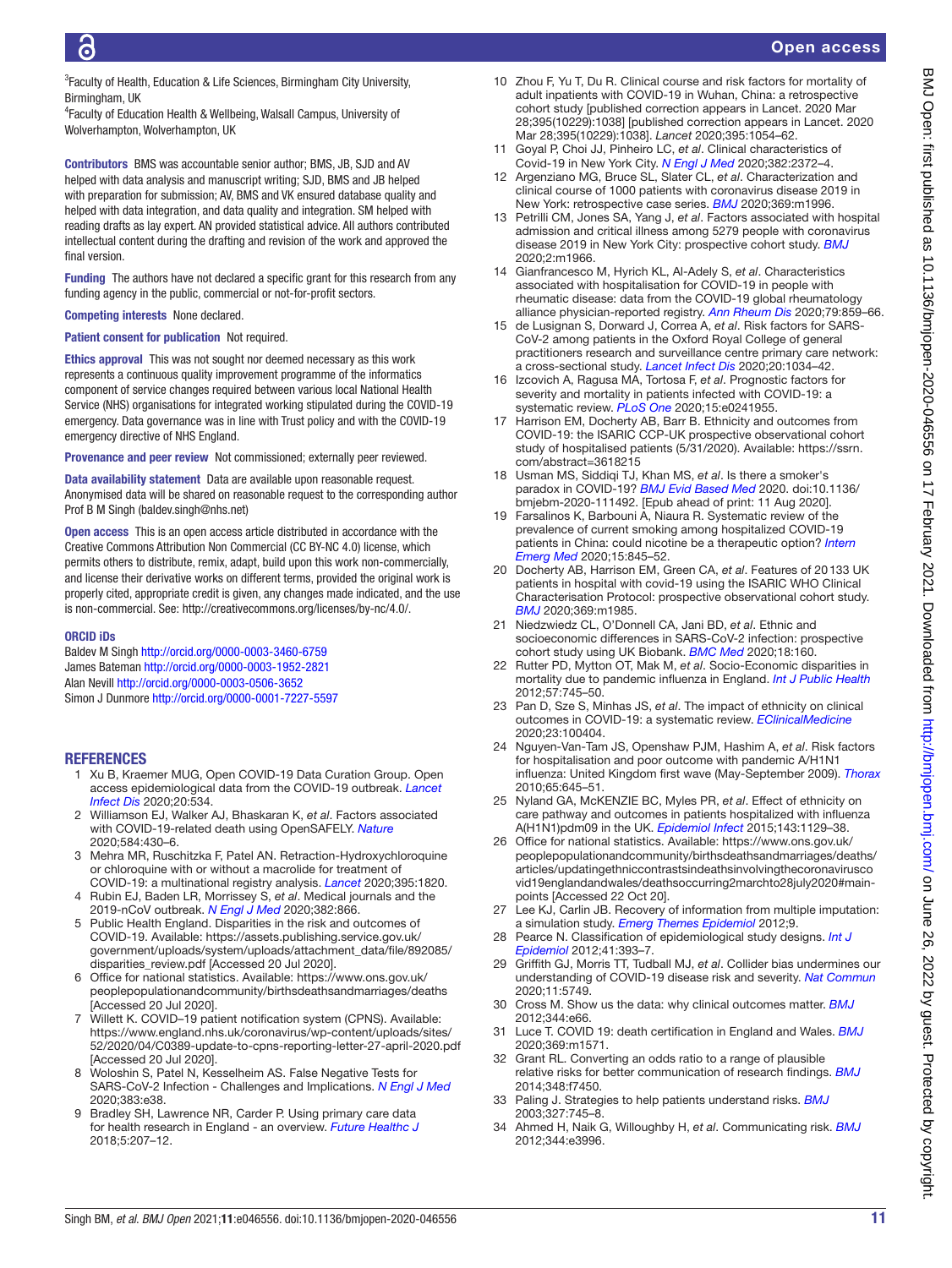[3]Faculty of Health, Education & Life Sciences, Birmingham City University, Birmingham, UK
[4]Faculty of Education Health & Wellbeing, Walsall Campus, University of Wolverhampton, Wolverhampton, UK

**Contributors** BMS was accountable senior author; BMS, JB, SJD and AV helped with data analysis and manuscript writing; SJD, BMS and JB helped with preparation for submission; AV, BMS and VK ensured database quality and helped with data integration, and data quality and integration. SM helped with reading drafts as lay expert. AN provided statistical advice. All authors contributed intellectual content during the drafting and revision of the work and approved the final version.

**Funding** The authors have not declared a specific grant for this research from any funding agency in the public, commercial or not-for-profit sectors.

**Competing interests** None declared.

**Patient consent for publication** Not required.

**Ethics approval** This was not sought nor deemed necessary as this work represents a continuous quality improvement programme of the informatics component of service changes required between various local National Health Service (NHS) organisations for integrated working stipulated during the COVID-19 emergency. Data governance was in line with Trust policy and with the COVID-19 emergency directive of NHS England.

**Provenance and peer review** Not commissioned; externally peer reviewed.

**Data availability statement** Data are available upon reasonable request. Anonymised data will be shared on reasonable request to the corresponding author Prof B M Singh (baldev.singh@nhs.net)

**Open access** This is an open access article distributed in accordance with the Creative Commons Attribution Non Commercial (CC BY-NC 4.0) license, which permits others to distribute, remix, adapt, build upon this work non-commercially, and license their derivative works on different terms, provided the original work is properly cited, appropriate credit is given, any changes made indicated, and the use is non-commercial. See: http://creativecommons.org/licenses/by-nc/4.0/.

**ORCID iDs**

Baldev M Singh http://orcid.org/0000-0003-3460-6759
James Bateman http://orcid.org/0000-0003-1952-2821
Alan Nevill http://orcid.org/0000-0003-0506-3652
Simon J Dunmore http://orcid.org/0000-0001-7227-5597

## REFERENCES

1. Xu B, Kraemer MUG, Open COVID-19 Data Curation Group. Open access epidemiological data from the COVID-19 outbreak. *Lancet Infect Dis* 2020;20:534.
2. Williamson EJ, Walker AJ, Bhaskaran K, *et al*. Factors associated with COVID-19-related death using OpenSAFELY. *Nature* 2020;584:430–6.
3. Mehra MR, Ruschitzka F, Patel AN. Retraction-Hydroxychloroquine or chloroquine with or without a macrolide for treatment of COVID-19: a multinational registry analysis. *Lancet* 2020;395:1820.
4. Rubin EJ, Baden LR, Morrissey S, *et al*. Medical journals and the 2019-nCoV outbreak. *N Engl J Med* 2020;382:866.
5. Public Health England. Disparities in the risk and outcomes of COVID-19. Available: https://assets.publishing.service.gov.uk/government/uploads/system/uploads/attachment_data/file/892085/disparities_review.pdf [Accessed 20 Jul 2020].
6. Office for national statistics. Available: https://www.ons.gov.uk/peoplepopulationandcommunity/birthsdeathsandmarriages/deaths [Accessed 20 Jul 2020].
7. Willett K. COVID–19 patient notification system (CPNS). Available: https://www.england.nhs.uk/coronavirus/wp-content/uploads/sites/52/2020/04/C0389-update-to-cpns-reporting-letter-27-april-2020.pdf [Accessed 20 Jul 2020].
8. Woloshin S, Patel N, Kesselheim AS. False Negative Tests for SARS-CoV-2 Infection - Challenges and Implications. *N Engl J Med* 2020;383:e38.
9. Bradley SH, Lawrence NR, Carder P. Using primary care data for health research in England - an overview. *Future Healthc J* 2018;5:207–12.
10. Zhou F, Yu T, Du R. Clinical course and risk factors for mortality of adult inpatients with COVID-19 in Wuhan, China: a retrospective cohort study [published correction appears in Lancet. 2020 Mar 28;395(10229):1038] [published correction appears in Lancet. 2020 Mar 28;395(10229):1038]. *Lancet* 2020;395:1054–62.
11. Goyal P, Choi JJ, Pinheiro LC, *et al*. Clinical characteristics of Covid-19 in New York City. *N Engl J Med* 2020;382:2372–4.
12. Argenziano MG, Bruce SL, Slater CL, *et al*. Characterization and clinical course of 1000 patients with coronavirus disease 2019 in New York: retrospective case series. *BMJ* 2020;369:m1996.
13. Petrilli CM, Jones SA, Yang J, *et al*. Factors associated with hospital admission and critical illness among 5279 people with coronavirus disease 2019 in New York City: prospective cohort study. *BMJ* 2020;2:m1966.
14. Gianfrancesco M, Hyrich KL, Al-Adely S, *et al*. Characteristics associated with hospitalisation for COVID-19 in people with rheumatic disease: data from the COVID-19 global rheumatology alliance physician-reported registry. *Ann Rheum Dis* 2020;79:859–66.
15. de Lusignan S, Dorward J, Correa A, *et al*. Risk factors for SARS-CoV-2 among patients in the Oxford Royal College of general practitioners research and surveillance centre primary care network: a cross-sectional study. *Lancet Infect Dis* 2020;20:1034–42.
16. Izcovich A, Ragusa MA, Tortosa F, *et al*. Prognostic factors for severity and mortality in patients infected with COVID-19: a systematic review. *PLoS One* 2020;15:e0241955.
17. Harrison EM, Docherty AB, Barr B. Ethnicity and outcomes from COVID-19: the ISARIC CCP-UK prospective observational cohort study of hospitalised patients (5/31/2020). Available: https://ssrn.com/abstract=3618215
18. Usman MS, Siddiqi TJ, Khan MS, *et al*. Is there a smoker's paradox in COVID-19? *BMJ Evid Based Med* 2020. doi:10.1136/bmjebm-2020-111492. [Epub ahead of print: 11 Aug 2020].
19. Farsalinos K, Barbouni A, Niaura R. Systematic review of the prevalence of current smoking among hospitalized COVID-19 patients in China: could nicotine be a therapeutic option? *Intern Emerg Med* 2020;15:845–52.
20. Docherty AB, Harrison EM, Green CA, *et al*. Features of 20133 UK patients in hospital with covid-19 using the ISARIC WHO Clinical Characterisation Protocol: prospective observational cohort study. *BMJ* 2020;369:m1985.
21. Niedzwiedz CL, O'Donnell CA, Jani BD, *et al*. Ethnic and socioeconomic differences in SARS-CoV-2 infection: prospective cohort study using UK Biobank. *BMC Med* 2020;18:160.
22. Rutter PD, Mytton OT, Mak M, *et al*. Socio-Economic disparities in mortality due to pandemic influenza in England. *Int J Public Health* 2012;57:745–50.
23. Pan D, Sze S, Minhas JS, *et al*. The impact of ethnicity on clinical outcomes in COVID-19: a systematic review. *EClinicalMedicine* 2020;23:100404.
24. Nguyen-Van-Tam JS, Openshaw PJM, Hashim A, *et al*. Risk factors for hospitalisation and poor outcome with pandemic A/H1N1 influenza: United Kingdom first wave (May-September 2009). *Thorax* 2010;65:645–51.
25. Nyland GA, McKENZIE BC, Myles PR, *et al*. Effect of ethnicity on care pathway and outcomes in patients hospitalized with influenza A(H1N1)pdm09 in the UK. *Epidemiol Infect* 2015;143:1129–38.
26. Office for national statistics. Available: https://www.ons.gov.uk/peoplepopulationandcommunity/birthsdeathsandmarriages/deaths/articles/updatingethniccontrastsindeathsinvolvingthecoronaviruscovid19englandandwales/deathsoccurring2marchto28july2020#main-points [Accessed 22 Oct 20].
27. Lee KJ, Carlin JB. Recovery of information from multiple imputation: a simulation study. *Emerg Themes Epidemiol* 2012;9.
28. Pearce N. Classification of epidemiological study designs. *Int J Epidemiol* 2012;41:393–7.
29. Griffith GJ, Morris TT, Tudball MJ, *et al*. Collider bias undermines our understanding of COVID-19 disease risk and severity. *Nat Commun* 2020;11:5749.
30. Cross M. Show us the data: why clinical outcomes matter. *BMJ* 2012;344:e66.
31. Luce T. COVID 19: death certification in England and Wales. *BMJ* 2020;369:m1571.
32. Grant RL. Converting an odds ratio to a range of plausible relative risks for better communication of research findings. *BMJ* 2014;348:f7450.
33. Paling J. Strategies to help patients understand risks. *BMJ* 2003;327:745–8.
34. Ahmed H, Naik G, Willoughby H, *et al*. Communicating risk. *BMJ* 2012;344:e3996.